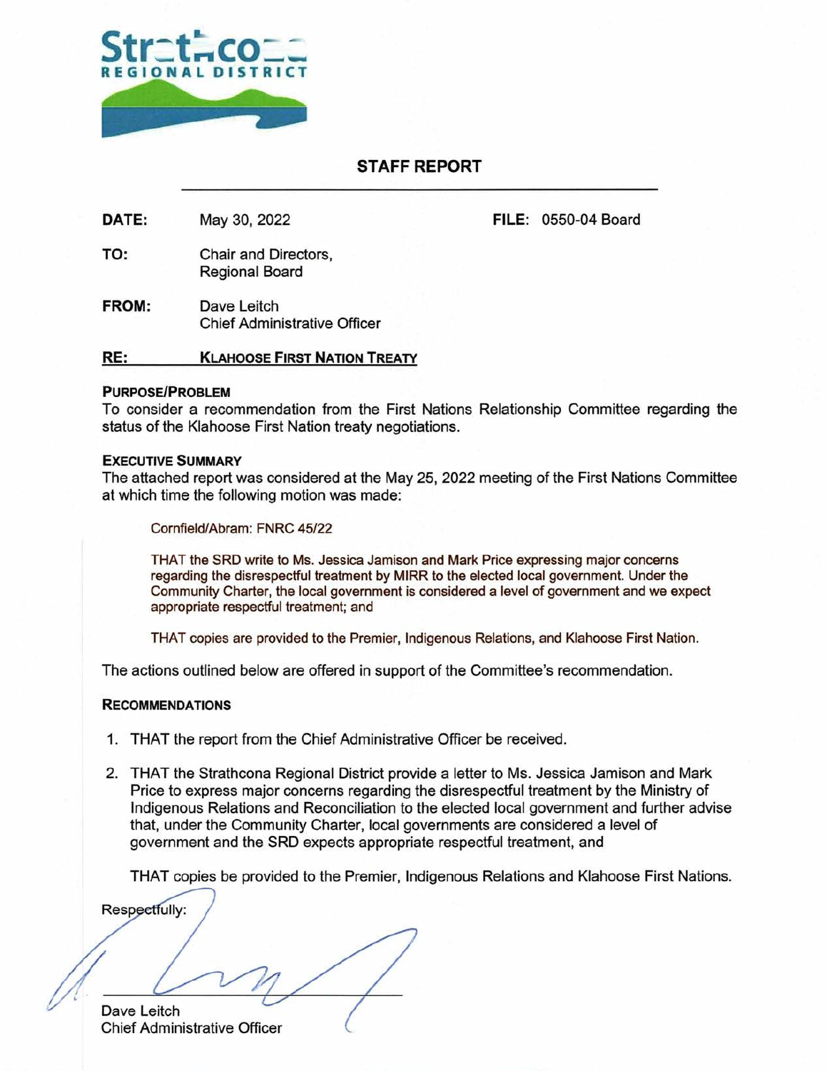Strathcona
REGIONAL DISTRICT

## STAFF REPORT

**DATE:** May 30, 2022 **FILE:** 0550-04 Board

**TO:** Chair and Directors,
Regional Board

**FROM:** Dave Leitch
Chief Administrative Officer

**RE:** **KLAHOOSE FIRST NATION TREATY**

### PURPOSE/PROBLEM

To consider a recommendation from the First Nations Relationship Committee regarding the status of the Klahoose First Nation treaty negotiations.

### EXECUTIVE SUMMARY

The attached report was considered at the May 25, 2022 meeting of the First Nations Committee at which time the following motion was made:

> Cornfield/Abram: FNRC 45/22
>
> THAT the SRD write to Ms. Jessica Jamison and Mark Price expressing major concerns regarding the disrespectful treatment by MIRR to the elected local government. Under the Community Charter, the local government is considered a level of government and we expect appropriate respectful treatment; and
>
> THAT copies are provided to the Premier, Indigenous Relations, and Klahoose First Nation.

The actions outlined below are offered in support of the Committee's recommendation.

### RECOMMENDATIONS

1. THAT the report from the Chief Administrative Officer be received.
2. THAT the Strathcona Regional District provide a letter to Ms. Jessica Jamison and Mark Price to express major concerns regarding the disrespectful treatment by the Ministry of Indigenous Relations and Reconciliation to the elected local government and further advise that, under the Community Charter, local governments are considered a level of government and the SRD expects appropriate respectful treatment, and

   THAT copies be provided to the Premier, Indigenous Relations and Klahoose First Nations.

Respectfully:

Dave Leitch
Chief Administrative Officer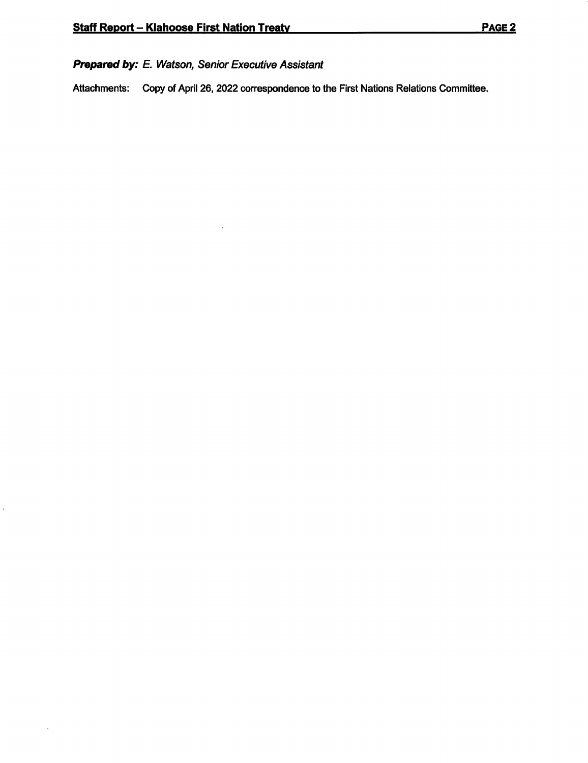***Prepared by:*** *E. Watson, Senior Executive Assistant*

Attachments: Copy of April 26, 2022 correspondence to the First Nations Relations Committee.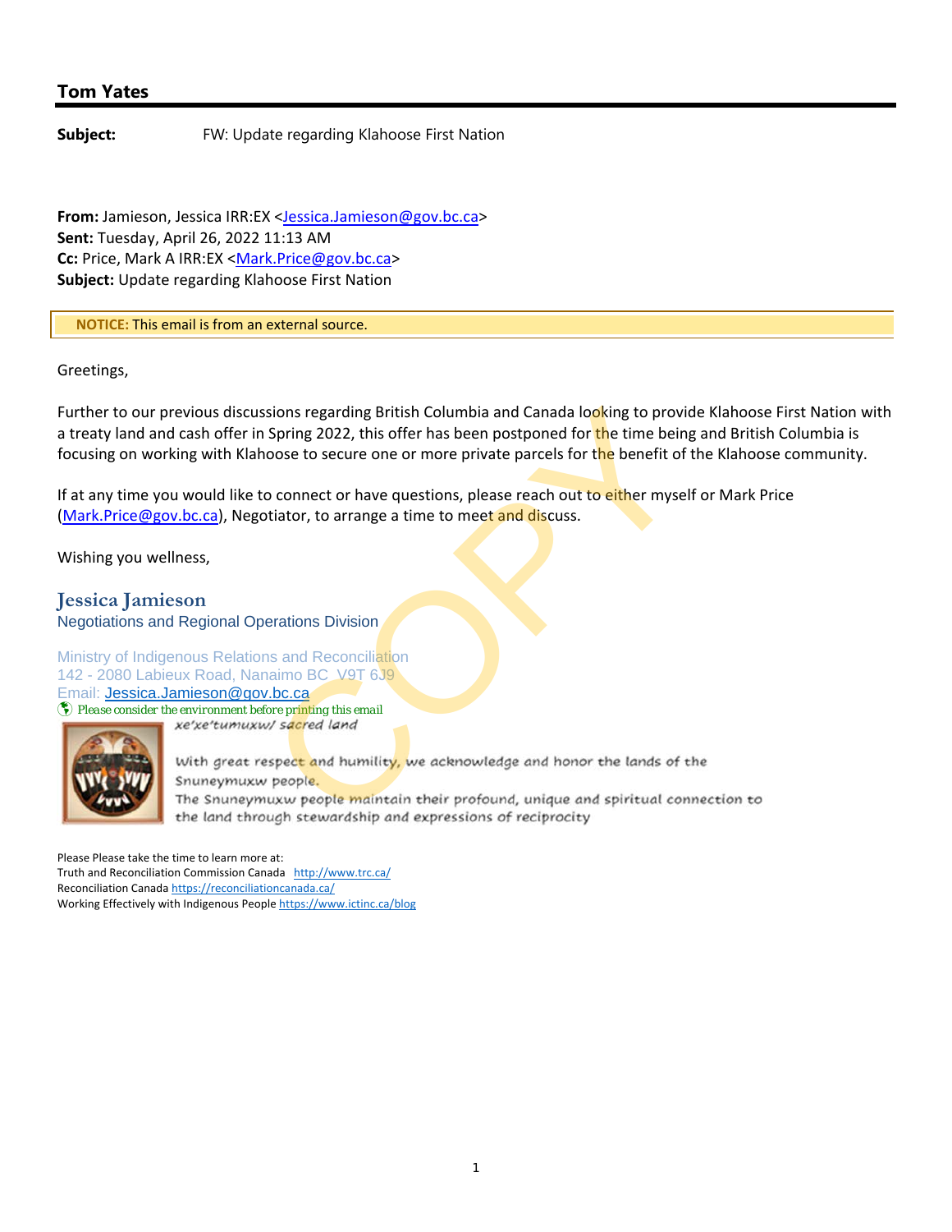## Tom Yates

**Subject:** FW: Update regarding Klahoose First Nation

**From:** Jamieson, Jessica IRR:EX <Jessica.Jamieson@gov.bc.ca>
**Sent:** Tuesday, April 26, 2022 11:13 AM
**Cc:** Price, Mark A IRR:EX <Mark.Price@gov.bc.ca>
**Subject:** Update regarding Klahoose First Nation

**NOTICE:** This email is from an external source.

Greetings,

Further to our previous discussions regarding British Columbia and Canada looking to provide Klahoose First Nation with a treaty land and cash offer in Spring 2022, this offer has been postponed for the time being and British Columbia is focusing on working with Klahoose to secure one or more private parcels for the benefit of the Klahoose community.

If at any time you would like to connect or have questions, please reach out to either myself or Mark Price (Mark.Price@gov.bc.ca), Negotiator, to arrange a time to meet and discuss.

Wishing you wellness,

**Jessica Jamieson**
Negotiations and Regional Operations Division

Ministry of Indigenous Relations and Reconciliation
142 - 2080 Labieux Road, Nanaimo BC V9T 6J9
Email: Jessica.Jamieson@gov.bc.ca
Please consider the environment before printing this email

*xe'xe'tumuxw/ sacred land*

*With great respect and humility, we acknowledge and honor the lands of the Snuneymuxw people.*
*The Snuneymuxw people maintain their profound, unique and spiritual connection to the land through stewardship and expressions of reciprocity*

Please Please take the time to learn more at:
Truth and Reconciliation Commission Canada http://www.trc.ca/
Reconciliation Canada https://reconciliationcanada.ca/
Working Effectively with Indigenous People https://www.ictinc.ca/blog

COPY